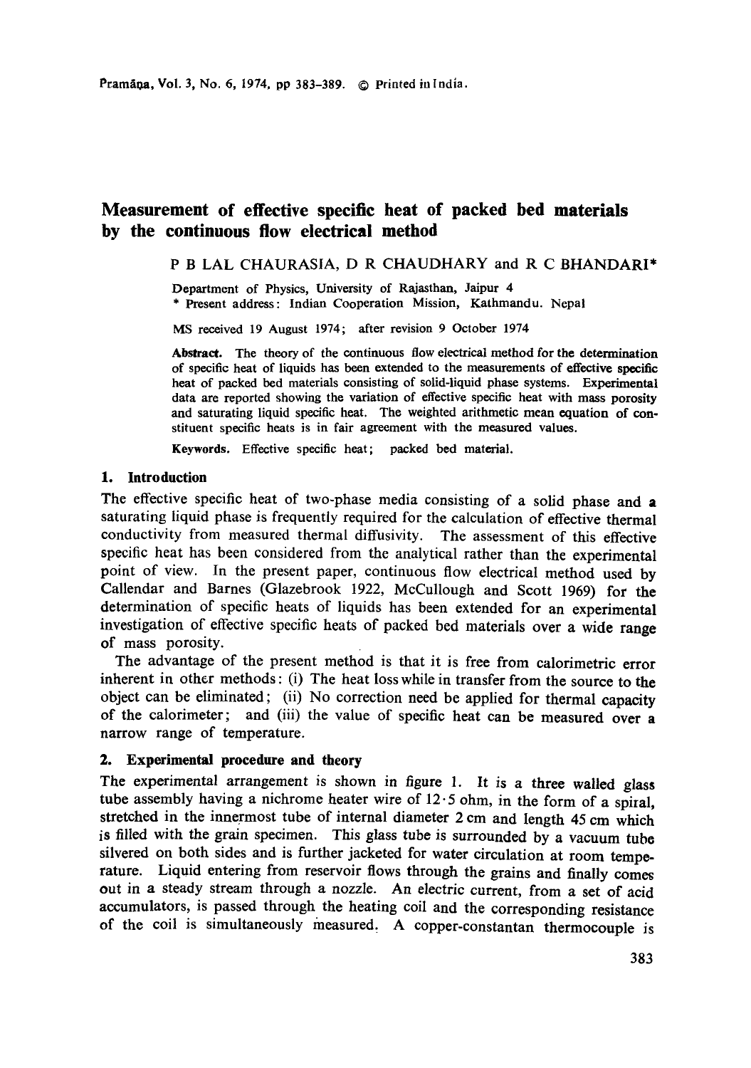# Measurement of effective specific heat of packed bed materials by the continuous flow electrical method

P B LAL CHAURASIA, D R CHAUDHARY and R C BHANDARI*

Department of Physics, University of Rajasthan, Jaipur 4

\* Present address: Indian Cooperation Mission, Kathmandu. Nepal

MS received 19 August 1974; after revision 9 October 1974

**Abstract.** The theory of the continuous flow electrical method for the determination of specific heat of liquids has been extended to the measurements of effective specific heat of packed bed materials consisting of solid-liquid phase systems. Experimental data are reported showing the variation of effective specific heat with mass porosity and saturating liquid specific heat. The weighted arithmetic mean equation of constituent specific heats is in fair agreement with the measured values.

**Keywords.** Effective specific heat; packed bed material.

## 1. Introduction

The effective specific heat of two-phase media consisting of a solid phase and a saturating liquid phase is frequently required for the calculation of effective thermal conductivity from measured thermal diffusivity. The assessment of this effective specific heat has been considered from the analytical rather than the experimental point of view. In the present paper, continuous flow electrical method used by Callendar and Barnes (Glazebrook 1922, McCullough and Scott 1969) for the determination of specific heats of liquids has been extended for an experimental investigation of effective specific heats of packed bed materials over a wide range of mass porosity.

The advantage of the present method is that it is free from calorimetric error inherent in other methods: (i) The heat loss while in transfer from the source to the object can be eliminated; (ii) No correction need be applied for thermal capacity of the calorimeter; and (iii) the value of specific heat can be measured over a narrow range of temperature.

## 2. Experimental procedure and theory

The experimental arrangement is shown in figure 1. It is a three walled glass tube assembly having a nichrome heater wire of 12·5 ohm, in the form of a spiral, stretched in the innermost tube of internal diameter 2 cm and length 45 cm which is filled with the grain specimen. This glass tube is surrounded by a vacuum tube silvered on both sides and is further jacketed for water circulation at room temperature. Liquid entering from reservoir flows through the grains and finally comes out in a steady stream through a nozzle. An electric current, from a set of acid accumulators, is passed through the heating coil and the corresponding resistance of the coil is simultaneously measured. A copper-constantan thermocouple is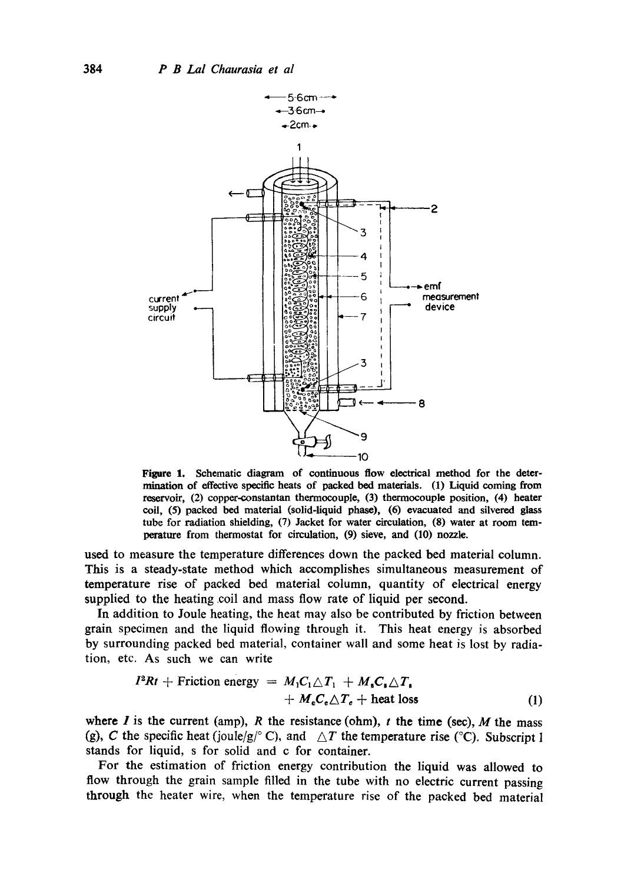**Figure 1.** Schematic diagram of continuous flow electrical method for the determination of effective specific heats of packed bed materials. (1) Liquid coming from reservoir, (2) copper-constantan thermocouple, (3) thermocouple position, (4) heater coil, (5) packed bed material (solid-liquid phase), (6) evacuated and silvered glass tube for radiation shielding, (7) Jacket for water circulation, (8) water at room temperature from thermostat for circulation, (9) sieve, and (10) nozzle.

used to measure the temperature differences down the packed bed material column. This is a steady-state method which accomplishes simultaneous measurement of temperature rise of packed bed material column, quantity of electrical energy supplied to the heating coil and mass flow rate of liquid per second.

In addition to Joule heating, the heat may also be contributed by friction between grain specimen and the liquid flowing through it. This heat energy is absorbed by surrounding packed bed material, container wall and some heat is lost by radiation, etc. As such we can write

$$I^2Rt + \text{Friction energy} = M_l C_l \triangle T_l + M_s C_s \triangle T_s + M_c C_c \triangle T_c + \text{heat loss} \tag{1}$$

where $I$ is the current (amp), $R$ the resistance (ohm), $t$ the time (sec), $M$ the mass (g), $C$ the specific heat (joule/g/° C), and $\triangle T$ the temperature rise (°C). Subscript l stands for liquid, s for solid and c for container.

For the estimation of friction energy contribution the liquid was allowed to flow through the grain sample filled in the tube with no electric current passing through the heater wire, when the temperature rise of the packed bed material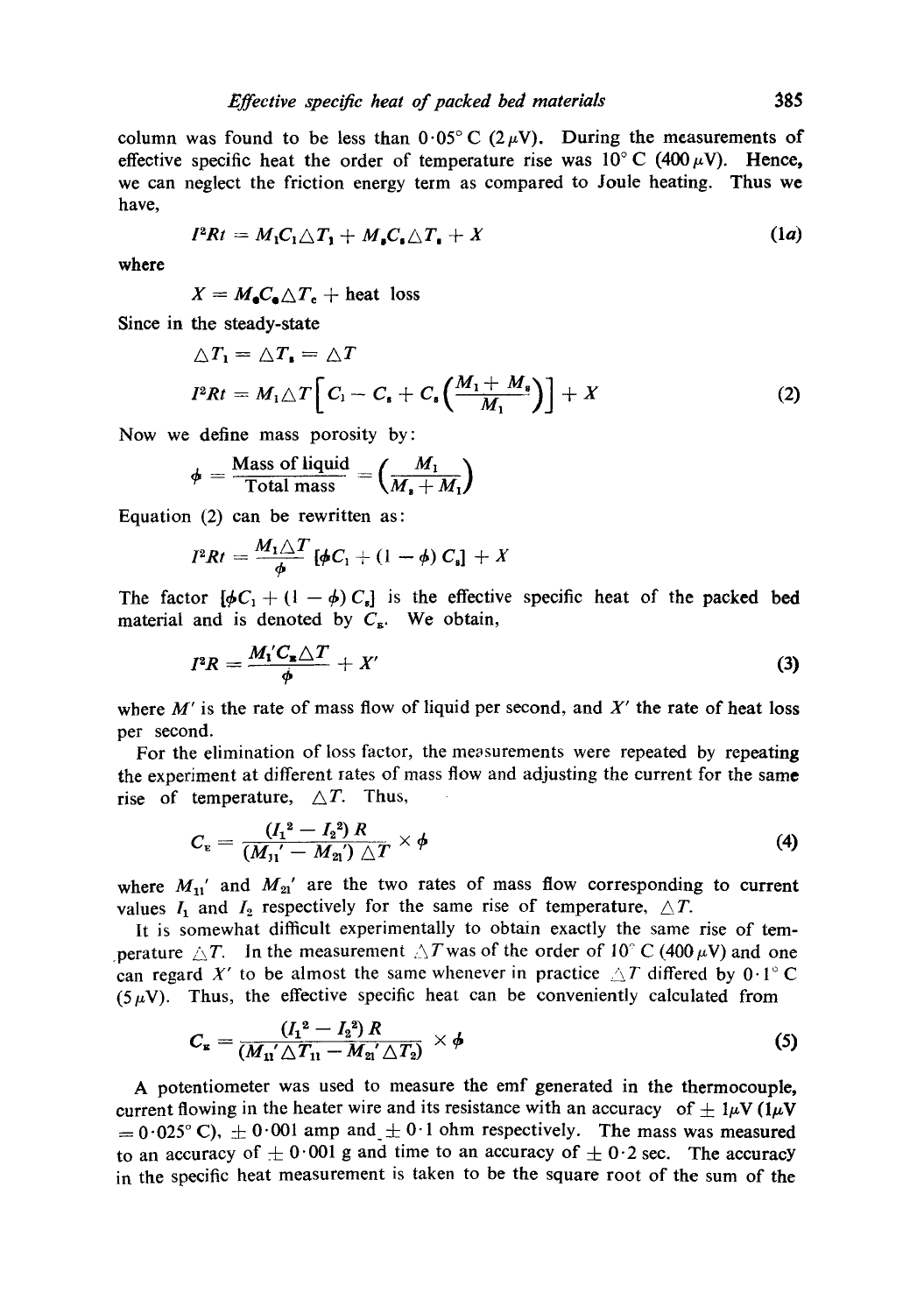column was found to be less than 0·05° C (2 $\mu$V). During the measurements of effective specific heat the order of temperature rise was 10° C (400 $\mu$V). Hence, we can neglect the friction energy term as compared to Joule heating. Thus we have,

$$I^2Rt = M_1C_1\triangle T_1 + M_sC_s\triangle T_s + X \tag{1a}$$

where

$$X = M_eC_e\triangle T_e + \text{heat loss}$$

Since in the steady-state

$$\triangle T_1 = \triangle T_s = \triangle T$$

$$I^2Rt = M_1\triangle T\left[C_1 - C_s + C_s\left(\frac{M_1 + M_s}{M_1}\right)\right] + X \tag{2}$$

Now we define mass porosity by:

$$\phi = \frac{\text{Mass of liquid}}{\text{Total mass}} = \left(\frac{M_1}{M_s + M_1}\right)$$

Equation (2) can be rewritten as:

$$I^2Rt = \frac{M_1\triangle T}{\phi}\left[\phi C_1 + (1 - \phi)\, C_s\right] + X$$

The factor $[\phi C_1 + (1 - \phi) C_s]$ is the effective specific heat of the packed bed material and is denoted by $C_E$. We obtain,

$$I^2R = \frac{M_1'C_E\triangle T}{\phi} + X' \tag{3}$$

where $M'$ is the rate of mass flow of liquid per second, and $X'$ the rate of heat loss per second.

For the elimination of loss factor, the measurements were repeated by repeating the experiment at different rates of mass flow and adjusting the current for the same rise of temperature, $\triangle T$. Thus,

$$C_E = \frac{(I_1^2 - I_2^2)\, R}{(M_{11}' - M_{21}')\,\triangle T} \times \phi \tag{4}$$

where $M_{11}'$ and $M_{21}'$ are the two rates of mass flow corresponding to current values $I_1$ and $I_2$ respectively for the same rise of temperature, $\triangle T$.

It is somewhat difficult experimentally to obtain exactly the same rise of temperature $\triangle T$. In the measurement $\triangle T$ was of the order of 10° C (400 $\mu$V) and one can regard $X'$ to be almost the same whenever in practice $\triangle T$ differed by 0·1° C (5 $\mu$V). Thus, the effective specific heat can be conveniently calculated from

$$C_E = \frac{(I_1^2 - I_2^2)\, R}{(M_{11}'\triangle T_{11} - M_{21}'\triangle T_2)} \times \phi \tag{5}$$

A potentiometer was used to measure the emf generated in the thermocouple, current flowing in the heater wire and its resistance with an accuracy of ± 1 $\mu$V (1 $\mu$V = 0·025° C), ± 0·001 amp and ± 0·1 ohm respectively. The mass was measured to an accuracy of ± 0·001 g and time to an accuracy of ± 0·2 sec. The accuracy in the specific heat measurement is taken to be the square root of the sum of the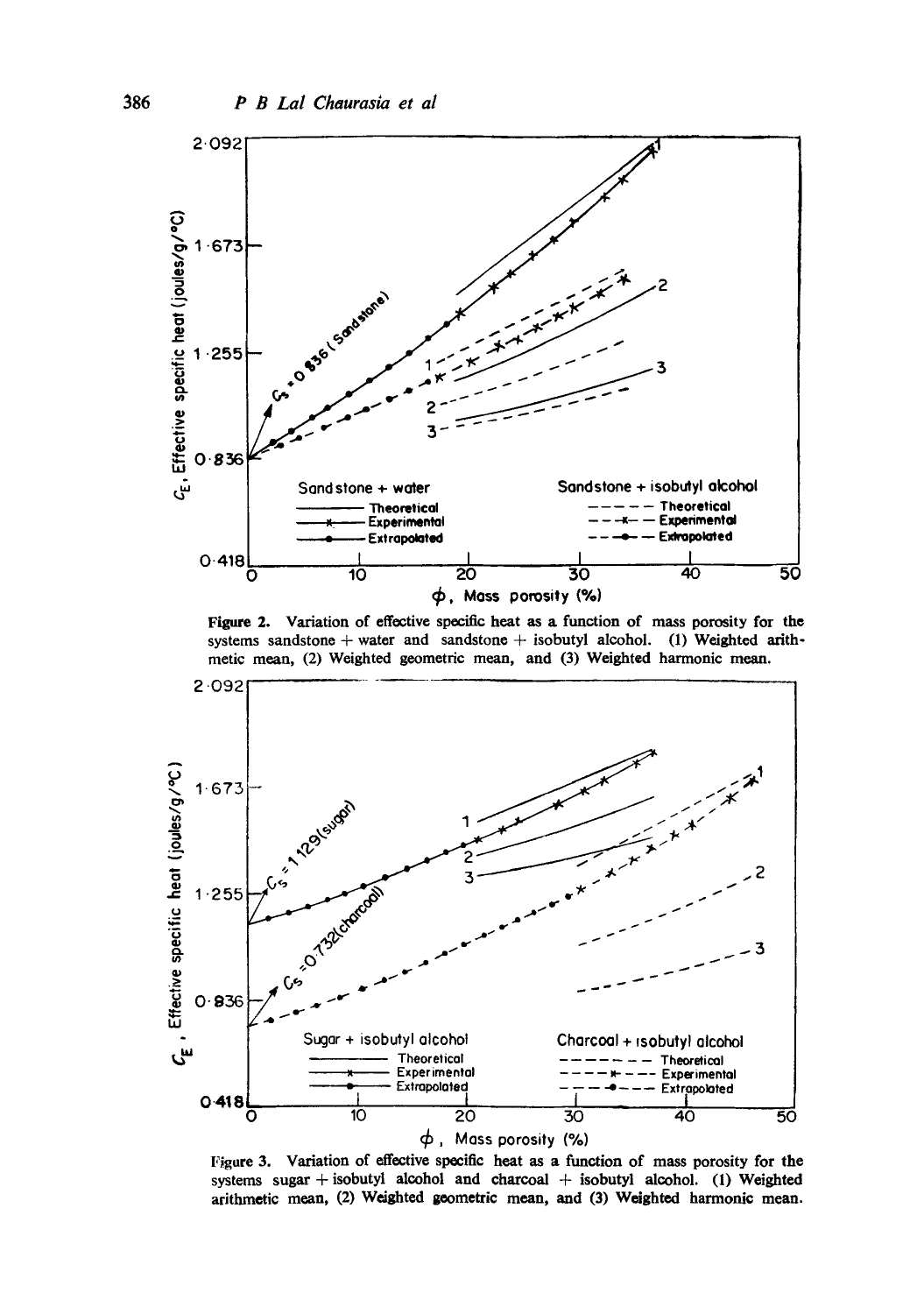Figure 2. Variation of effective specific heat as a function of mass porosity for the systems sandstone + water and sandstone + isobutyl alcohol. (1) Weighted arithmetic mean, (2) Weighted geometric mean, and (3) Weighted harmonic mean.

Figure 3. Variation of effective specific heat as a function of mass porosity for the systems sugar + isobutyl alcohol and charcoal + isobutyl alcohol. (1) Weighted arithmetic mean, (2) Weighted geometric mean, and (3) Weighted harmonic mean.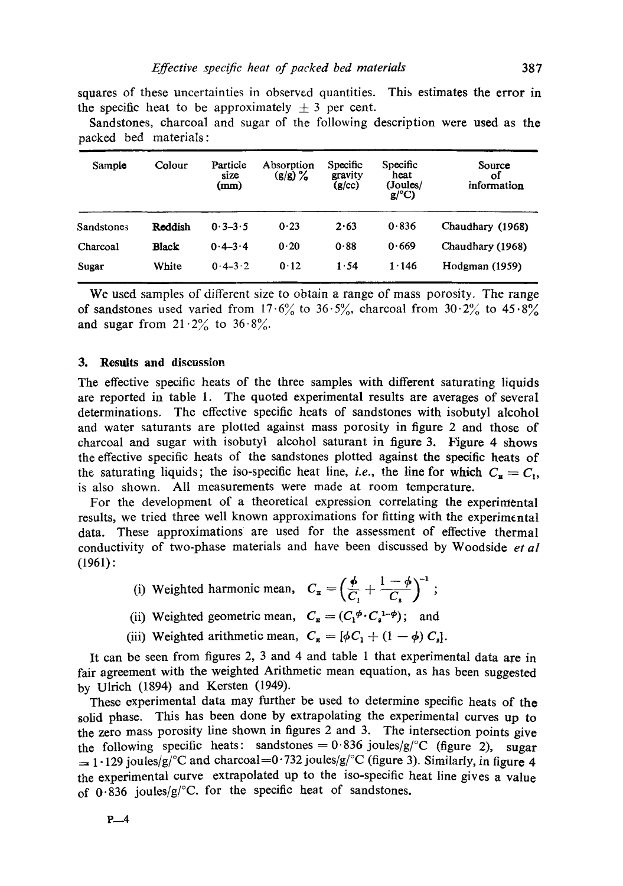squares of these uncertainties in observed quantities. This estimates the error in the specific heat to be approximately ± 3 per cent.

Sandstones, charcoal and sugar of the following description were used as the packed bed materials:

| Sample | Colour | Particle size (mm) | Absorption (g/g) % | Specific gravity (g/cc) | Specific heat (Joules/g/°C) | Source of information |
|---|---|---|---|---|---|---|
| Sandstones | Reddish | 0·3–3·5 | 0·23 | 2·63 | 0·836 | Chaudhary (1968) |
| Charcoal | Black | 0·4–3·4 | 0·20 | 0·88 | 0·669 | Chaudhary (1968) |
| Sugar | White | 0·4–3·2 | 0·12 | 1·54 | 1·146 | Hodgman (1959) |

We used samples of different size to obtain a range of mass porosity. The range of sandstones used varied from 17·6% to 36·5%, charcoal from 30·2% to 45·8% and sugar from 21·2% to 36·8%.

## 3. Results and discussion

The effective specific heats of the three samples with different saturating liquids are reported in table 1. The quoted experimental results are averages of several determinations. The effective specific heats of sandstones with isobutyl alcohol and water saturants are plotted against mass porosity in figure 2 and those of charcoal and sugar with isobutyl alcohol saturant in figure 3. Figure 4 shows the effective specific heats of the sandstones plotted against the specific heats of the saturating liquids; the iso-specific heat line, *i.e.*, the line for which $C_E = C_l$, is also shown. All measurements were made at room temperature.

For the development of a theoretical expression correlating the experimental results, we tried three well known approximations for fitting with the experimental data. These approximations are used for the assessment of effective thermal conductivity of two-phase materials and have been discussed by Woodside *et al* (1961):

(i) Weighted harmonic mean, $C_E = \left(\dfrac{\phi}{C_l} + \dfrac{1-\phi}{C_s}\right)^{-1}$;

(ii) Weighted geometric mean, $C_E = (C_l^{\phi} \cdot C_s^{1-\phi})$; and

(iii) Weighted arithmetic mean, $C_E = [\phi C_l + (1-\phi) C_s]$.

It can be seen from figures 2, 3 and 4 and table 1 that experimental data are in fair agreement with the weighted Arithmetic mean equation, as has been suggested by Ulrich (1894) and Kersten (1949).

These experimental data may further be used to determine specific heats of the solid phase. This has been done by extrapolating the experimental curves up to the zero mass porosity line shown in figures 2 and 3. The intersection points give the following specific heats: sandstones = 0·836 joules/g/°C (figure 2), sugar = 1·129 joules/g/°C and charcoal = 0·732 joules/g/°C (figure 3). Similarly, in figure 4 the experimental curve extrapolated up to the iso-specific heat line gives a value of 0·836 joules/g/°C. for the specific heat of sandstones.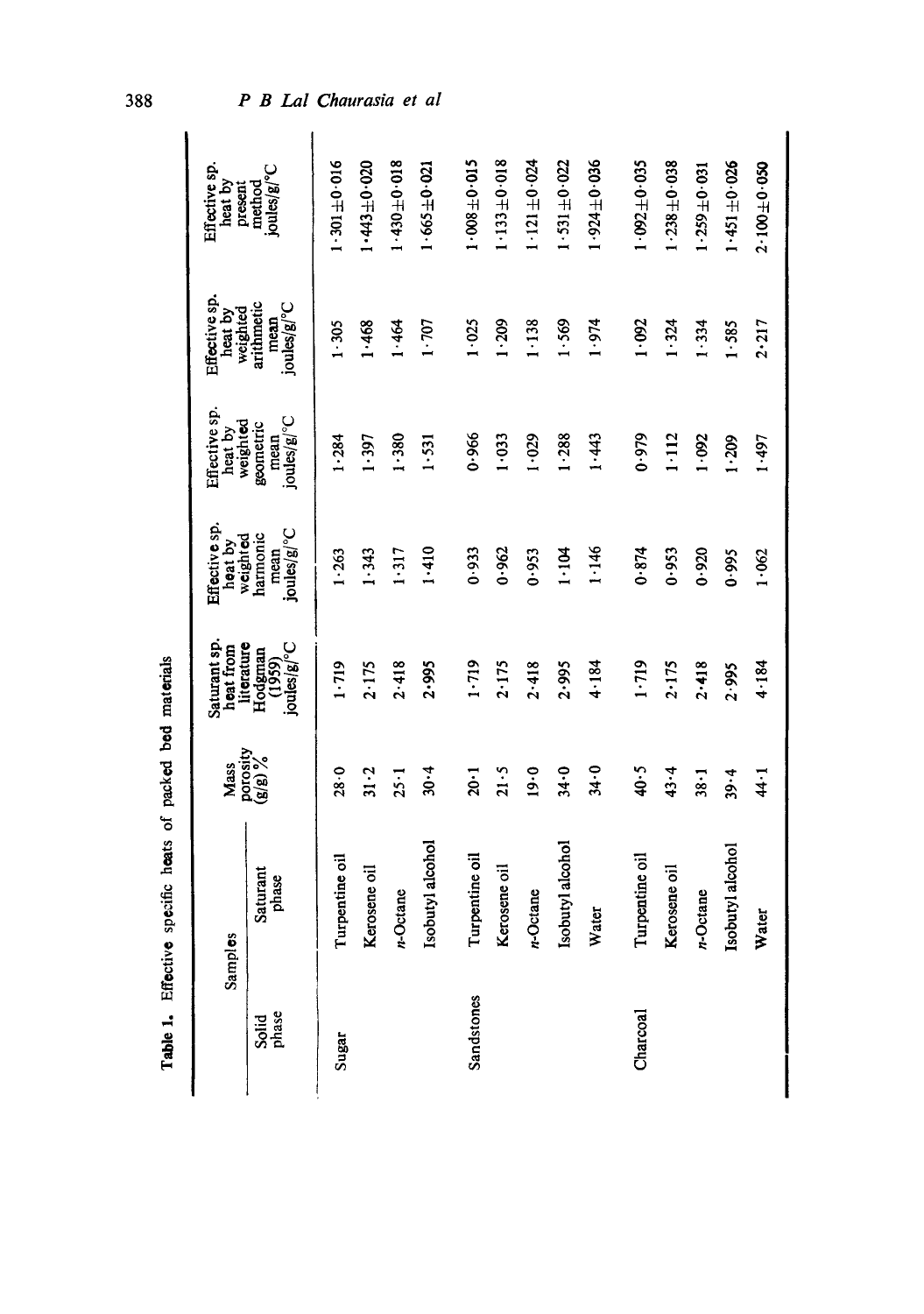**Table 1.** Effective specific heats of packed bed materials

| Samples | | Mass porosity (g/g) % | Saturant sp. heat from literature Hodgman (1959) joules/g/°C | Effective sp. heat by weighted harmonic mean joules/g/°C | Effective sp. heat by weighted geometric mean joules/g/°C | Effective sp. heat by weighted arithmetic mean joules/g/°C | Effective sp. heat by present method joules/g/°C |
|---|---|---|---|---|---|---|---|
| Solid phase | Saturant phase | | | | | | |
| Sugar | Turpentine oil | 28·0 | 1·719 | 1·263 | 1·284 | 1·305 | 1·301 ± 0·016 |
| | Kerosene oil | 31·2 | 2·175 | 1·343 | 1·397 | 1·468 | 1·443 ± 0·020 |
| | *n*-Octane | 25·1 | 2·418 | 1·317 | 1·380 | 1·464 | 1·430 ± 0·018 |
| | Isobutyl alcohol | 30·4 | 2·995 | 1·410 | 1·531 | 1·707 | 1·665 ± 0·021 |
| Sandstones | Turpentine oil | 20·1 | 1·719 | 0·933 | 0·966 | 1·025 | 1·008 ± 0·015 |
| | Kerosene oil | 21·5 | 2·175 | 0·962 | 1·033 | 1·209 | 1·133 ± 0·018 |
| | *n*-Octane | 19·0 | 2·418 | 0·953 | 1·029 | 1·138 | 1·121 ± 0·024 |
| | Isobutyl alcohol | 34·0 | 2·995 | 1·104 | 1·288 | 1·569 | 1·531 ± 0·022 |
| | Water | 34·0 | 4·184 | 1·146 | 1·443 | 1·974 | 1·924 ± 0·036 |
| Charcoal | Turpentine oil | 40·5 | 1·719 | 0·874 | 0·979 | 1·092 | 1·092 ± 0·035 |
| | Kerosene oil | 43·4 | 2·175 | 0·953 | 1·112 | 1·324 | 1·238 ± 0·038 |
| | *n*-Octane | 38·1 | 2·418 | 0·920 | 1·092 | 1·334 | 1·259 ± 0·031 |
| | Isobutyl alcohol | 39·4 | 2·995 | 0·995 | 1·209 | 1·585 | 1·451 ± 0·026 |
| | Water | 44·1 | 4·184 | 1·062 | 1·497 | 2·217 | 2·100 ± 0·050 |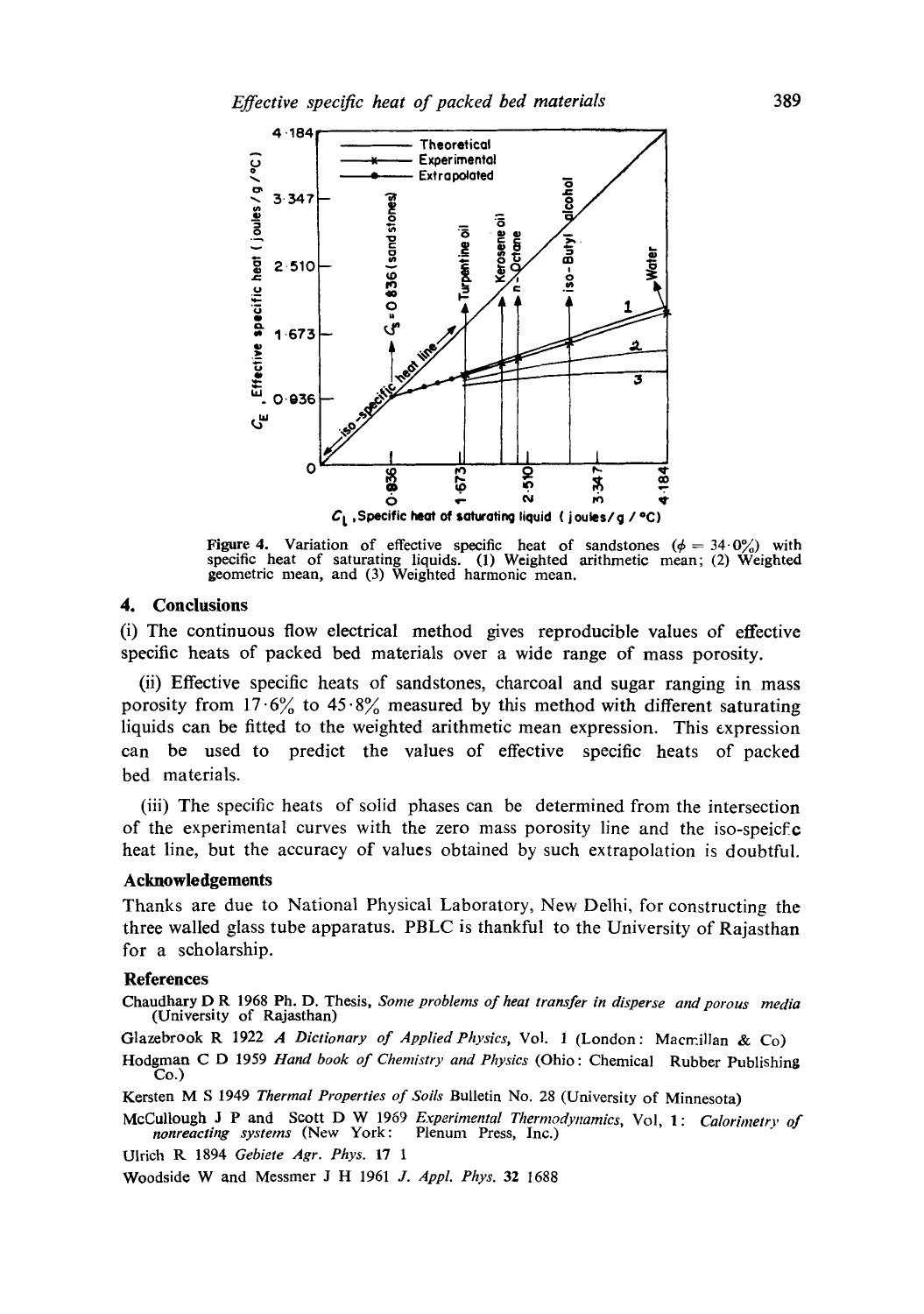4·184

3·347

2·510

1·673

0·936

0

$C_E$, Effective specific heat (joules/g/°C)

Theoretical

Experimental

Extrapolated

$C_s$ = 0·836 (sand stones)

Turpentine oil

Kerosene oil

n-Octane

iso-Butyl alcohol

Water

iso-specific heat line

1

2

3

0·836

1·673

2·510

3·347

4·184

$C_L$, Specific heat of saturating liquid (joules/g/°C)

**Figure 4.** Variation of effective specific heat of sandstones ($\phi = 34 \cdot 0\%$) with specific heat of saturating liquids. (1) Weighted arithmetic mean; (2) Weighted geometric mean, and (3) Weighted harmonic mean.

## 4. Conclusions

(i) The continuous flow electrical method gives reproducible values of effective specific heats of packed bed materials over a wide range of mass porosity.

(ii) Effective specific heats of sandstones, charcoal and sugar ranging in mass porosity from 17·6% to 45·8% measured by this method with different saturating liquids can be fitted to the weighted arithmetic mean expression. This expression can be used to predict the values of effective specific heats of packed bed materials.

(iii) The specific heats of solid phases can be determined from the intersection of the experimental curves with the zero mass porosity line and the iso-speicfic heat line, but the accuracy of values obtained by such extrapolation is doubtful.

### Acknowledgements

Thanks are due to National Physical Laboratory, New Delhi, for constructing the three walled glass tube apparatus. PBLC is thankful to the University of Rajasthan for a scholarship.

### References

Chaudhary D R 1968 Ph. D. Thesis, *Some problems of heat transfer in disperse and porous media* (University of Rajasthan)

Glazebrook R 1922 *A Dictionary of Applied Physics*, Vol. 1 (London: Macmillan & Co)

Hodgman C D 1959 *Hand book of Chemistry and Physics* (Ohio: Chemical Rubber Publishing Co.)

Kersten M S 1949 *Thermal Properties of Soils* Bulletin No. 28 (University of Minnesota)

McCullough J P and Scott D W 1969 *Experimental Thermodynamics*, Vol, 1: *Calorimetry of nonreacting systems* (New York: Plenum Press, Inc.)

Ulrich R 1894 *Gebiete Agr. Phys.* **17** 1

Woodside W and Messmer J H 1961 *J. Appl. Phys.* **32** 1688